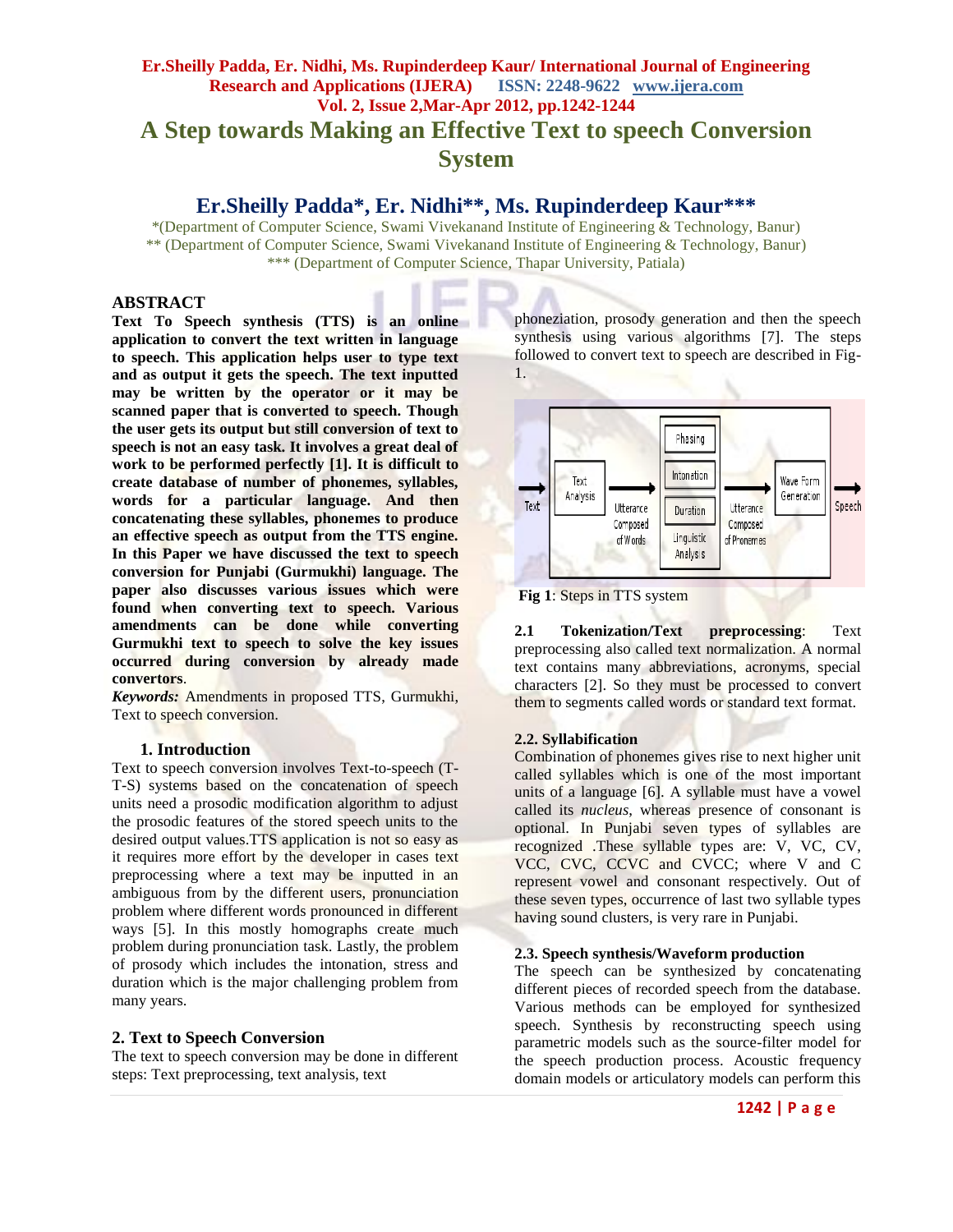# A Step towards Making an Effective Text to speech Conversion System

## Er.Sheilly Padda*, Er. Nidhi**, Ms. Rupinderdeep Kaur***

*(Department of Computer Science, Swami Vivekanand Institute of Engineering & Technology, Banur)
** (Department of Computer Science, Swami Vivekanand Institute of Engineering & Technology, Banur)
*** (Department of Computer Science, Thapar University, Patiala)

### ABSTRACT

**Text To Speech synthesis (TTS) is an online application to convert the text written in language to speech. This application helps user to type text and as output it gets the speech. The text inputted may be written by the operator or it may be scanned paper that is converted to speech. Though the user gets its output but still conversion of text to speech is not an easy task. It involves a great deal of work to be performed perfectly [1]. It is difficult to create database of number of phonemes, syllables, words for a particular language. And then concatenating these syllables, phonemes to produce an effective speech as output from the TTS engine. In this Paper we have discussed the text to speech conversion for Punjabi (Gurmukhi) language. The paper also discusses various issues which were found when converting text to speech. Various amendments can be done while converting Gurmukhi text to speech to solve the key issues occurred during conversion by already made convertors**.

***Keywords:*** Amendments in proposed TTS, Gurmukhi, Text to speech conversion.

### 1. Introduction

Text to speech conversion involves Text-to-speech (T-T-S) systems based on the concatenation of speech units need a prosodic modification algorithm to adjust the prosodic features of the stored speech units to the desired output values.TTS application is not so easy as it requires more effort by the developer in cases text preprocessing where a text may be inputted in an ambiguous from by the different users, pronunciation problem where different words pronounced in different ways [5]. In this mostly homographs create much problem during pronunciation task. Lastly, the problem of prosody which includes the intonation, stress and duration which is the major challenging problem from many years.

### 2. Text to Speech Conversion

The text to speech conversion may be done in different steps: Text preprocessing, text analysis, text phoneziation, prosody generation and then the speech synthesis using various algorithms [7]. The steps followed to convert text to speech are described in Fig-1.

**Fig 1**: Steps in TTS system

**2.1 Tokenization/Text preprocessing**: Text preprocessing also called text normalization. A normal text contains many abbreviations, acronyms, special characters [2]. So they must be processed to convert them to segments called words or standard text format.

**2.2. Syllabification**

Combination of phonemes gives rise to next higher unit called syllables which is one of the most important units of a language [6]. A syllable must have a vowel called its *nucleus*, whereas presence of consonant is optional. In Punjabi seven types of syllables are recognized .These syllable types are: V, VC, CV, VCC, CVC, CCVC and CVCC; where V and C represent vowel and consonant respectively. Out of these seven types, occurrence of last two syllable types having sound clusters, is very rare in Punjabi.

**2.3. Speech synthesis/Waveform production**

The speech can be synthesized by concatenating different pieces of recorded speech from the database. Various methods can be employed for synthesized speech. Synthesis by reconstructing speech using parametric models such as the source-filter model for the speech production process. Acoustic frequency domain models or articulatory models can perform this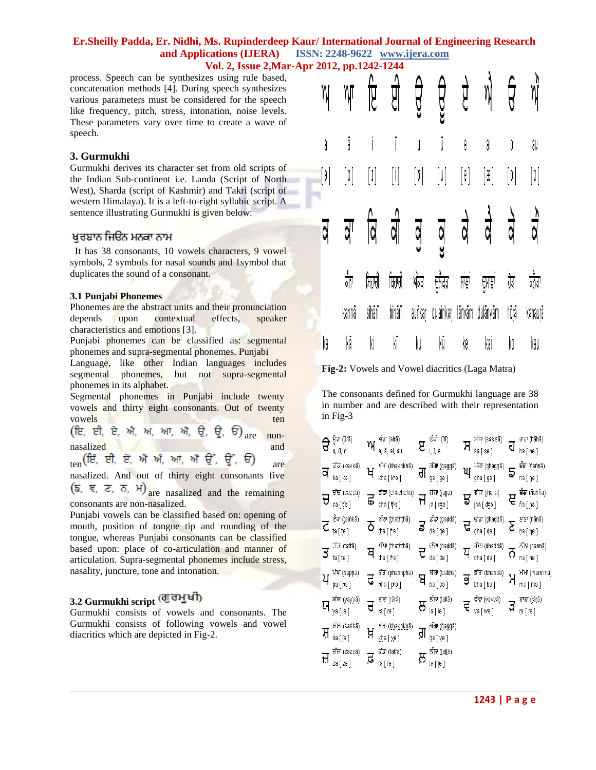process. Speech can be synthesizes using rule based, concatenation methods [4]. During speech synthesizes various parameters must be considered for the speech like frequency, pitch, stress, intonation, noise levels. These parameters vary over time to create a wave of speech.

### 3. Gurmukhi

Gurmukhi derives its character set from old scripts of the Indian Sub-continent i.e. Landa (Script of North West), Sharda (script of Kashmir) and Takri (script of western Himalaya). It is a left-to-right syllabic script. A sentence illustrating Gurmukhi is given below:

ਖੁਰਬਾਨ ਜਿਓਨ ਮਨਕਾ ਨਾਮ

It has 38 consonants, 10 vowels characters, 9 vowel symbols, 2 symbols for nasal sounds and 1symbol that duplicates the sound of a consonant.

#### 3.1 Punjabi Phonemes

Phonemes are the abstract units and their pronunciation depends upon contextual effects, speaker characteristics and emotions [3].

Punjabi phonemes can be classified as: segmental phonemes and supra-segmental phonemes. Punjabi Language, like other Indian languages includes segmental phonemes, but not supra-segmental phonemes in its alphabet.

Segmental phonemes in Punjabi include twenty vowels and thirty eight consonants. Out of twenty vowels ten (ਇ, ਈ, ਏ, ਐ, ਅ, ਆ, ਔ, ਉ, ਊ, ਓ) are non-nasalized and ten (ਇੰ, ਈਂ, ਏਂ, ਐਂ ਅੰ, ਆਂ, ਔਂ ਉਂ, ਊਂ, ਓਂ) are nasalized. And out of thirty eight consonants five (ਙ, ਞ, ਣ, ਨ, ਮ) are nasalized and the remaining consonants are non-nasalized.

Punjabi vowels can be classified based on: opening of mouth, position of tongue tip and rounding of the tongue, whereas Punjabi consonants can be classified based upon: place of co-articulation and manner of articulation. Supra-segmental phonemes include stress, nasality, juncture, tone and intonation.

#### 3.2 Gurmukhi script (ਗੁਰਮੁਖੀ)

Gurmukhi consists of vowels and consonants. The Gurmukhi consists of following vowels and vowel diacritics which are depicted in Fig-2.

| ਅ | ਆ | ਇ | ਈ | ਉ | ਊ | ਏ | ਐ | ਓ | ਔ |
|---|---|---|---|---|---|---|---|---|---|
| a | ā | i | ī | u | ū | e | ai | o | au |
| [ə] | [a] | [ɪ] | [i] | [ʊ] | [u] | [e] | [æ] | [o] | [ɔ] |
| ਕ | ਕਾ | ਕਿ | ਕੀ | ਕੁ | ਕੂ | ਕੇ | ਕੈ | ਕੋ | ਕੌ |
| | kannā | sihārī | bihārī | aunkar | dulainkar | lānvām | dulānvām | hōṛā | kanaurā |
| ka | kā | ki | kī | ku | kū | ke | kai | ko | kau |

Fig-2: Vowels and Vowel diacritics (Laga Matra)

The consonants defined for Gurmukhi language are 38 in number and are described with their representation in Fig-3

| | | | | |
|---|---|---|---|---|
| ੳ ਊੜਾ (ūṛā) u, ū, o | ਅ ਐੜਾ (aiṛā) a, ā, ai, au | ੲ ਈੜੀ (īṛī) i, ī, e | ਸ ਸੱਸਾ (sassā) sa [ sə ] | ਹ ਹਾਹਾ (hāhā) ha [ hə ] |
| ਕ ਕੱਕਾ (kakkā) ka [ kə ] | ਖ ਖੱਖਾ (khakhkhā) kha [ kʰə ] | ਗ ਗੱਗਾ (gaggā) ga [ gə ] | ਘ ਘੱਗਾ (ghaggā) gha [ gə ] | ਙ ਙੰਙਾ (ṅaṅṅā) ṅa [ ŋə ] |
| ਚ ਚੱਚਾ (caccā) ca [ tʃə ] | ਛ ਛੱਛਾ (chachchā) cha [ tʃʰə ] | ਜ ਜੱਜਾ (jajjā) ja [ dʒə ] | ਝ ਝੱਜਾ (jhajjā) jha [ dʒə ] | ਞ ਞੰਞਾ (ñaññā) ña [ ɲə ] |
| ਟ ਟੈਂਕਾ (ṭaiṅkā) ṭa [ ʈə ] | ਠ ਠੱਠਾ (ṭhaṭhṭhā) ṭha [ ʈʰə ] | ਡ ਡੱਡਾ (ḍaḍḍā) ḍa [ ɖə ] | ਢ ਢੱਡਾ (ḍhaḍḍā) ḍha [ ɖə ] | ਣ ਣਾਣਾ (ṇāṇā) ṇa [ ɳə ] |
| ਤ ਤੱਤਾ (tattā) ta [ tə ] | ਥ ਥੱਥਾ (thaththā) tha [ tʰə ] | ਦ ਦੱਦਾ (daddā) da [ də ] | ਧ ਧੱਦਾ (dhaddā) dha [ də ] | ਨ ਨੰਨਾ (nannā) na [ nə ] |
| ਪ ਪੱਪਾ (pappā) pa [ pə ] | ਫ ਫੱਫਾ (phaphphā) pha [ pʰə ] | ਬ ਬੱਬਾ (babbā) ba [ bə ] | ਭ ਭੱਬਾ (bhabbā) bha [ bə ] | ਮ ਮੱਮਾ (mammā) ma [ mə ] |
| ਯ ਯੱਯਾ (yayyā) ya [ jə ] | ਰ ਰਾਰਾ (rārā) ra [ rə ] | ਲ ਲੱਲਾ (lallā) la [ lə ] | ਵ ਵੱਵਾ (vavvā) va [ wə ] | ੜ ੜਾੜਾ (ṛāṛā) ṛa [ ɽə ] |
| ਸ਼ ਸ਼ੱਸ਼ਾ (śaśśā) śa [ ʃə ] | ਖ਼ ਖ਼ੱਖ਼ਾ (k͟hak͟hk͟hā) k͟ha [ xə ] | ਗ਼ ਗ਼ੱਗ਼ਾ (ġaġġā) ġa [ ɣə ] | | |
| ਜ਼ ਜ਼ੱਜ਼ਾ (zazzā) za [ zə ] | ਫ਼ ਫ਼ੱਫ਼ਾ (faffā) fa [ fə ] | ਲ਼ ਲ਼ੱਲ਼ਾ (ḷallā) ḷa [ ɭə ] | | |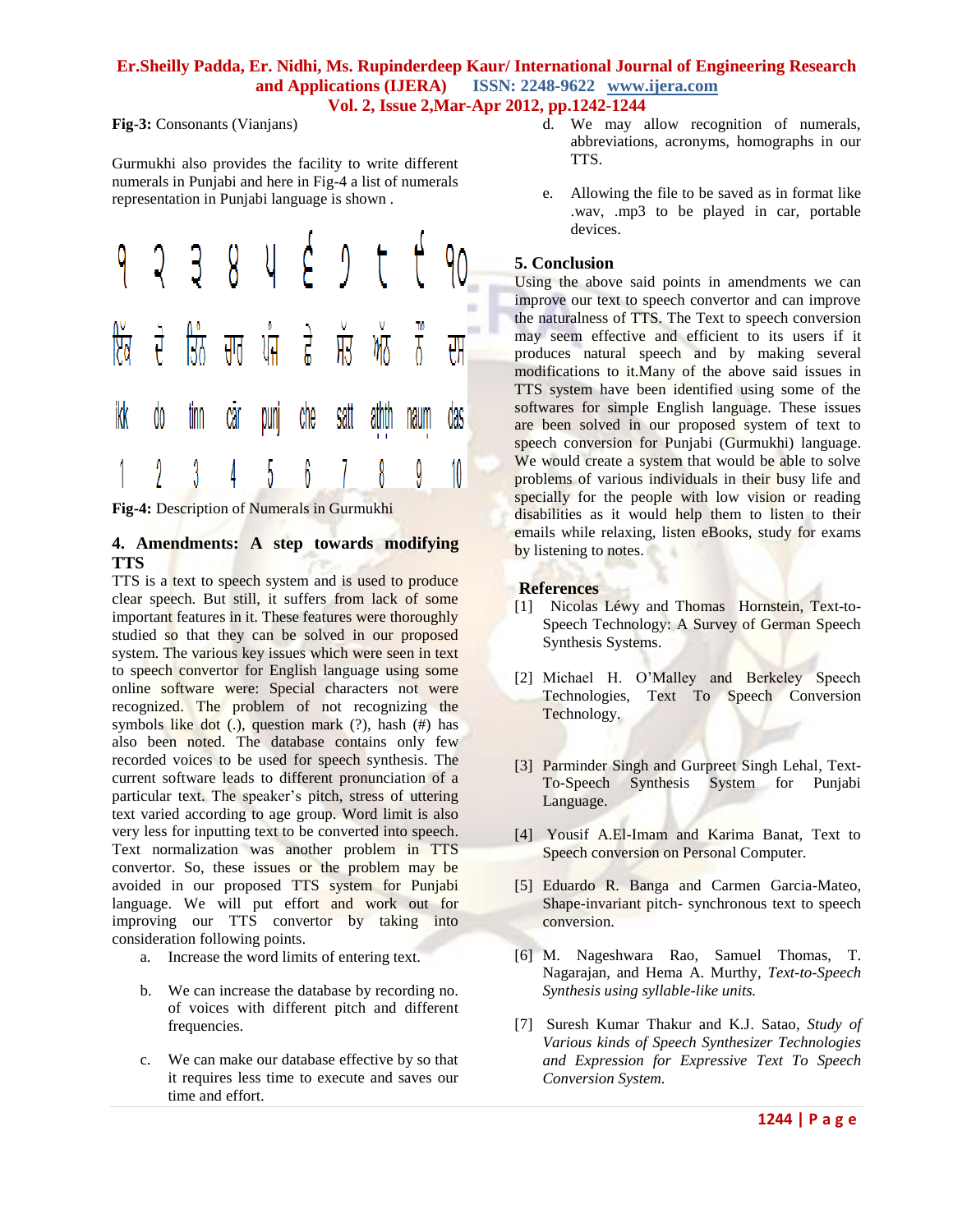**Fig-3:** Consonants (Vianjans)

Gurmukhi also provides the facility to write different numerals in Punjabi and here in Fig-4 a list of numerals representation in Punjabi language is shown .

| | | | | | | | | | |
|---|---|---|---|---|---|---|---|---|---|
| ੧ | ੨ | ੩ | ੪ | ੫ | ੬ | ੭ | ੮ | ੯ | ੧੦ |
| ਇੱਕ | ਦੋ | ਤਿੰਨ | ਚਾਰ | ਪੰਜ | ਛੇ | ਸੱਤ | ਅੱਠ | ਨੌਂ | ਦਸ |
| ikk | do | tinn | cār | punj | che | satt | aṭhṭh | naum | das |
| 1 | 2 | 3 | 4 | 5 | 6 | 7 | 8 | 9 | 10 |

**Fig-4:** Description of Numerals in Gurmukhi

## 4. Amendments: A step towards modifying TTS

TTS is a text to speech system and is used to produce clear speech. But still, it suffers from lack of some important features in it. These features were thoroughly studied so that they can be solved in our proposed system. The various key issues which were seen in text to speech convertor for English language using some online software were: Special characters not were recognized. The problem of not recognizing the symbols like dot (.), question mark (?), hash (#) has also been noted. The database contains only few recorded voices to be used for speech synthesis. The current software leads to different pronunciation of a particular text. The speaker's pitch, stress of uttering text varied according to age group. Word limit is also very less for inputting text to be converted into speech. Text normalization was another problem in TTS convertor. So, these issues or the problem may be avoided in our proposed TTS system for Punjabi language. We will put effort and work out for improving our TTS convertor by taking into consideration following points.

a. Increase the word limits of entering text.

b. We can increase the database by recording no. of voices with different pitch and different frequencies.

c. We can make our database effective by so that it requires less time to execute and saves our time and effort.

d. We may allow recognition of numerals, abbreviations, acronyms, homographs in our TTS.

e. Allowing the file to be saved as in format like .wav, .mp3 to be played in car, portable devices.

## 5. Conclusion

Using the above said points in amendments we can improve our text to speech convertor and can improve the naturalness of TTS. The Text to speech conversion may seem effective and efficient to its users if it produces natural speech and by making several modifications to it.Many of the above said issues in TTS system have been identified using some of the softwares for simple English language. These issues are been solved in our proposed system of text to speech conversion for Punjabi (Gurmukhi) language. We would create a system that would be able to solve problems of various individuals in their busy life and specially for the people with low vision or reading disabilities as it would help them to listen to their emails while relaxing, listen eBooks, study for exams by listening to notes.

## References

[1] Nicolas Léwy and Thomas Hornstein, Text-to-Speech Technology: A Survey of German Speech Synthesis Systems.

[2] Michael H. O'Malley and Berkeley Speech Technologies, Text To Speech Conversion Technology.

[3] Parminder Singh and Gurpreet Singh Lehal, Text-To-Speech Synthesis System for Punjabi Language.

[4] Yousif A.El-Imam and Karima Banat, Text to Speech conversion on Personal Computer.

[5] Eduardo R. Banga and Carmen Garcia-Mateo, Shape-invariant pitch- synchronous text to speech conversion.

[6] M. Nageshwara Rao, Samuel Thomas, T. Nagarajan, and Hema A. Murthy, *Text-to-Speech Synthesis using syllable-like units.*

[7] Suresh Kumar Thakur and K.J. Satao, *Study of Various kinds of Speech Synthesizer Technologies and Expression for Expressive Text To Speech Conversion System.*